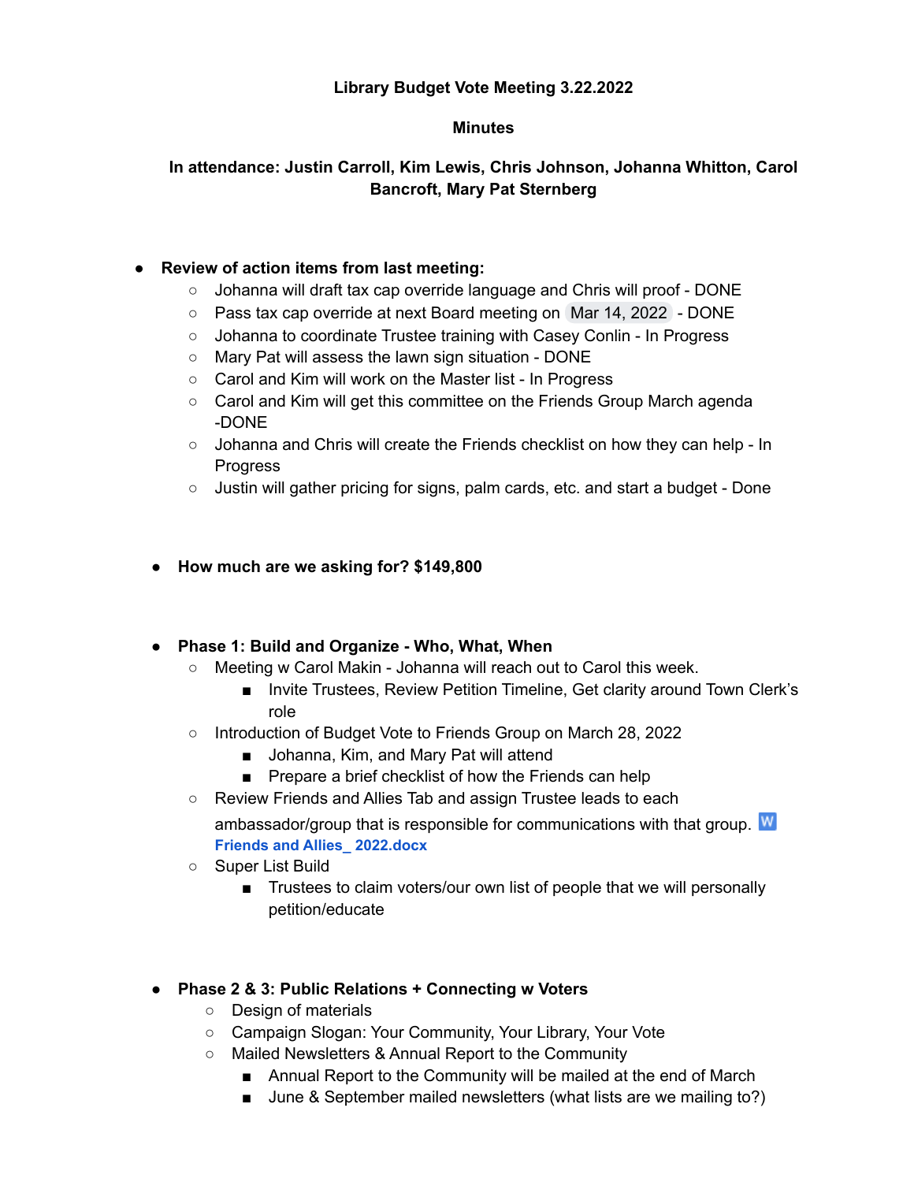**Library Budget Vote Meeting 3.22.2022**

**Minutes**

**In attendance: Justin Carroll, Kim Lewis, Chris Johnson, Johanna Whitton, Carol Bancroft, Mary Pat Sternberg**

- **Review of action items from last meeting:**
  - Johanna will draft tax cap override language and Chris will proof - DONE
  - Pass tax cap override at next Board meeting on Mar 14, 2022 - DONE
  - Johanna to coordinate Trustee training with Casey Conlin - In Progress
  - Mary Pat will assess the lawn sign situation - DONE
  - Carol and Kim will work on the Master list - In Progress
  - Carol and Kim will get this committee on the Friends Group March agenda -DONE
  - Johanna and Chris will create the Friends checklist on how they can help - In Progress
  - Justin will gather pricing for signs, palm cards, etc. and start a budget - Done

- **How much are we asking for? $149,800**

- **Phase 1: Build and Organize - Who, What, When**
  - Meeting w Carol Makin - Johanna will reach out to Carol this week.
    - Invite Trustees, Review Petition Timeline, Get clarity around Town Clerk's role
  - Introduction of Budget Vote to Friends Group on March 28, 2022
    - Johanna, Kim, and Mary Pat will attend
    - Prepare a brief checklist of how the Friends can help
  - Review Friends and Allies Tab and assign Trustee leads to each ambassador/group that is responsible for communications with that group. Friends and Allies_ 2022.docx
  - Super List Build
    - Trustees to claim voters/our own list of people that we will personally petition/educate

- **Phase 2 & 3: Public Relations + Connecting w Voters**
  - Design of materials
  - Campaign Slogan: Your Community, Your Library, Your Vote
  - Mailed Newsletters & Annual Report to the Community
    - Annual Report to the Community will be mailed at the end of March
    - June & September mailed newsletters (what lists are we mailing to?)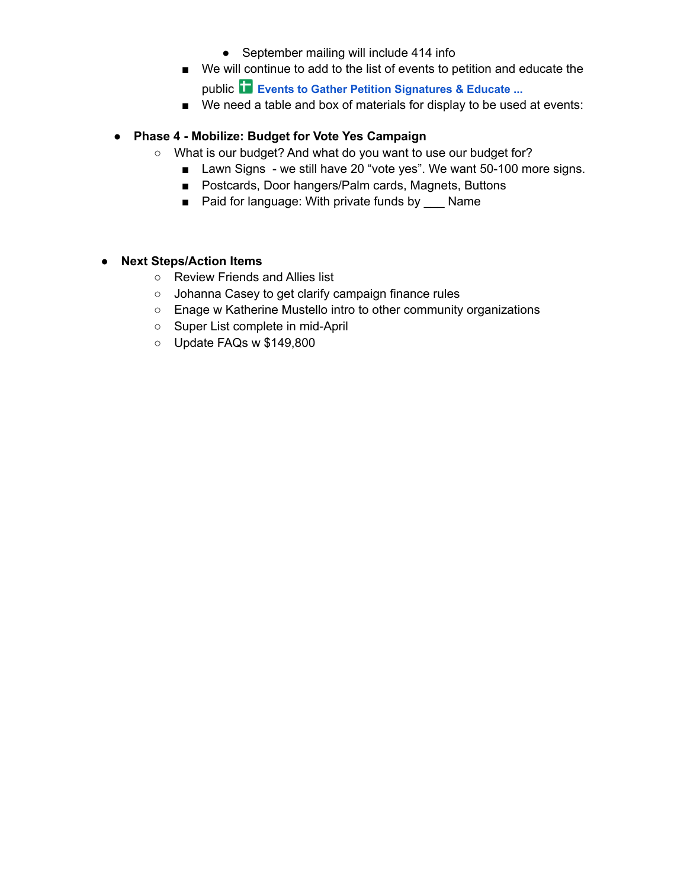- September mailing will include 414 info
    - We will continue to add to the list of events to petition and educate the public **Events to Gather Petition Signatures & Educate ...**
    - We need a table and box of materials for display to be used at events:

- **Phase 4 - Mobilize: Budget for Vote Yes Campaign**
  - What is our budget? And what do you want to use our budget for?
    - Lawn Signs - we still have 20 “vote yes”. We want 50-100 more signs.
    - Postcards, Door hangers/Palm cards, Magnets, Buttons
    - Paid for language: With private funds by ___ Name

- **Next Steps/Action Items**
  - Review Friends and Allies list
  - Johanna Casey to get clarify campaign finance rules
  - Enage w Katherine Mustello intro to other community organizations
  - Super List complete in mid-April
  - Update FAQs w $149,800